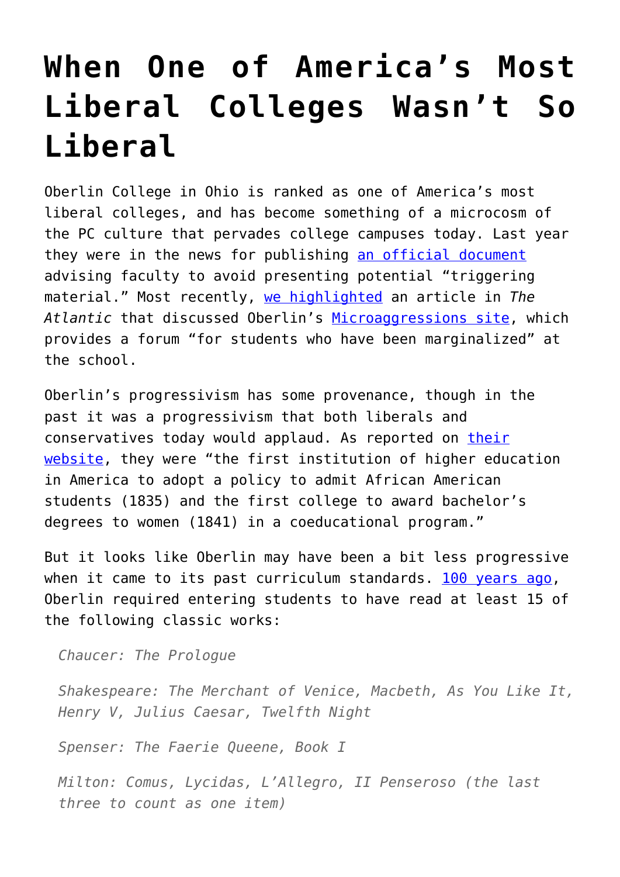# When One of America's Most Liberal Colleges Wasn't So Liberal

Oberlin College in Ohio is ranked as one of America's most liberal colleges, and has become something of a microcosm of the PC culture that pervades college campuses today. Last year they were in the news for publishing [an official document](#) advising faculty to avoid presenting potential "triggering material." Most recently, [we highlighted](#) an article in *The Atlantic* that discussed Oberlin's [Microaggressions site](#), which provides a forum "for students who have been marginalized" at the school.

Oberlin's progressivism has some provenance, though in the past it was a progressivism that both liberals and conservatives today would applaud. As reported on [their website](#), they were "the first institution of higher education in America to adopt a policy to admit African American students (1835) and the first college to award bachelor's degrees to women (1841) in a coeducational program."

But it looks like Oberlin may have been a bit less progressive when it came to its past curriculum standards. [100 years ago](#), Oberlin required entering students to have read at least 15 of the following classic works:

> *Chaucer: The Prologue*
>
> *Shakespeare: The Merchant of Venice, Macbeth, As You Like It, Henry V, Julius Caesar, Twelfth Night*
>
> *Spenser: The Faerie Queene, Book I*
>
> *Milton: Comus, Lycidas, L'Allegro, II Penseroso (the last three to count as one item)*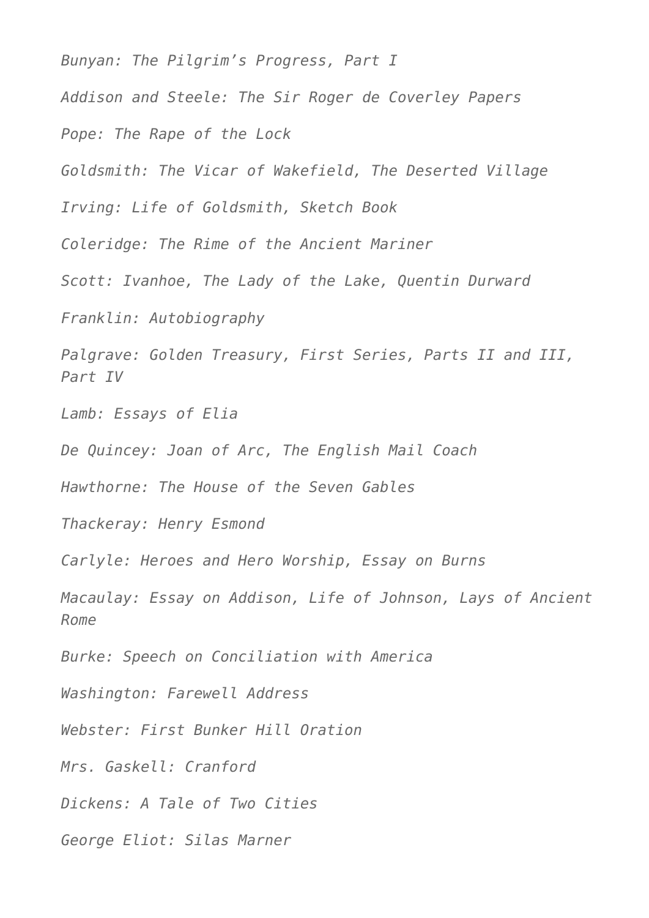*Bunyan: The Pilgrim’s Progress, Part I*

*Addison and Steele: The Sir Roger de Coverley Papers*

*Pope: The Rape of the Lock*

*Goldsmith: The Vicar of Wakefield, The Deserted Village*

*Irving: Life of Goldsmith, Sketch Book*

*Coleridge: The Rime of the Ancient Mariner*

*Scott: Ivanhoe, The Lady of the Lake, Quentin Durward*

*Franklin: Autobiography*

*Palgrave: Golden Treasury, First Series, Parts II and III, Part IV*

*Lamb: Essays of Elia*

*De Quincey: Joan of Arc, The English Mail Coach*

*Hawthorne: The House of the Seven Gables*

*Thackeray: Henry Esmond*

*Carlyle: Heroes and Hero Worship, Essay on Burns*

*Macaulay: Essay on Addison, Life of Johnson, Lays of Ancient Rome*

*Burke: Speech on Conciliation with America*

*Washington: Farewell Address*

*Webster: First Bunker Hill Oration*

*Mrs. Gaskell: Cranford*

*Dickens: A Tale of Two Cities*

*George Eliot: Silas Marner*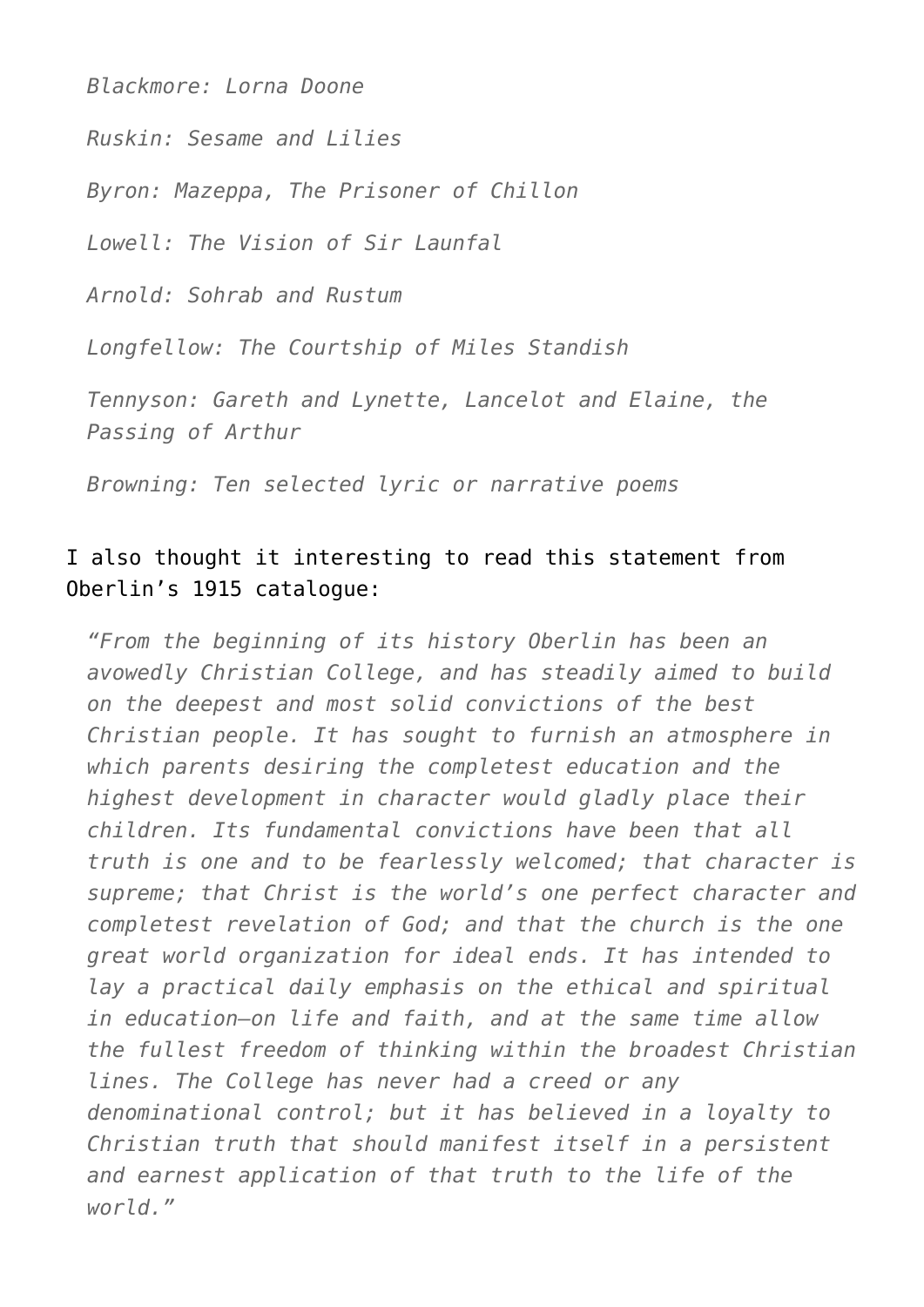*Blackmore: Lorna Doone*

*Ruskin: Sesame and Lilies*

*Byron: Mazeppa, The Prisoner of Chillon*

*Lowell: The Vision of Sir Launfal*

*Arnold: Sohrab and Rustum*

*Longfellow: The Courtship of Miles Standish*

*Tennyson: Gareth and Lynette, Lancelot and Elaine, the Passing of Arthur*

*Browning: Ten selected lyric or narrative poems*

I also thought it interesting to read this statement from Oberlin's 1915 catalogue:

> *"From the beginning of its history Oberlin has been an avowedly Christian College, and has steadily aimed to build on the deepest and most solid convictions of the best Christian people. It has sought to furnish an atmosphere in which parents desiring the completest education and the highest development in character would gladly place their children. Its fundamental convictions have been that all truth is one and to be fearlessly welcomed; that character is supreme; that Christ is the world's one perfect character and completest revelation of God; and that the church is the one great world organization for ideal ends. It has intended to lay a practical daily emphasis on the ethical and spiritual in education—on life and faith, and at the same time allow the fullest freedom of thinking within the broadest Christian lines. The College has never had a creed or any denominational control; but it has believed in a loyalty to Christian truth that should manifest itself in a persistent and earnest application of that truth to the life of the world."*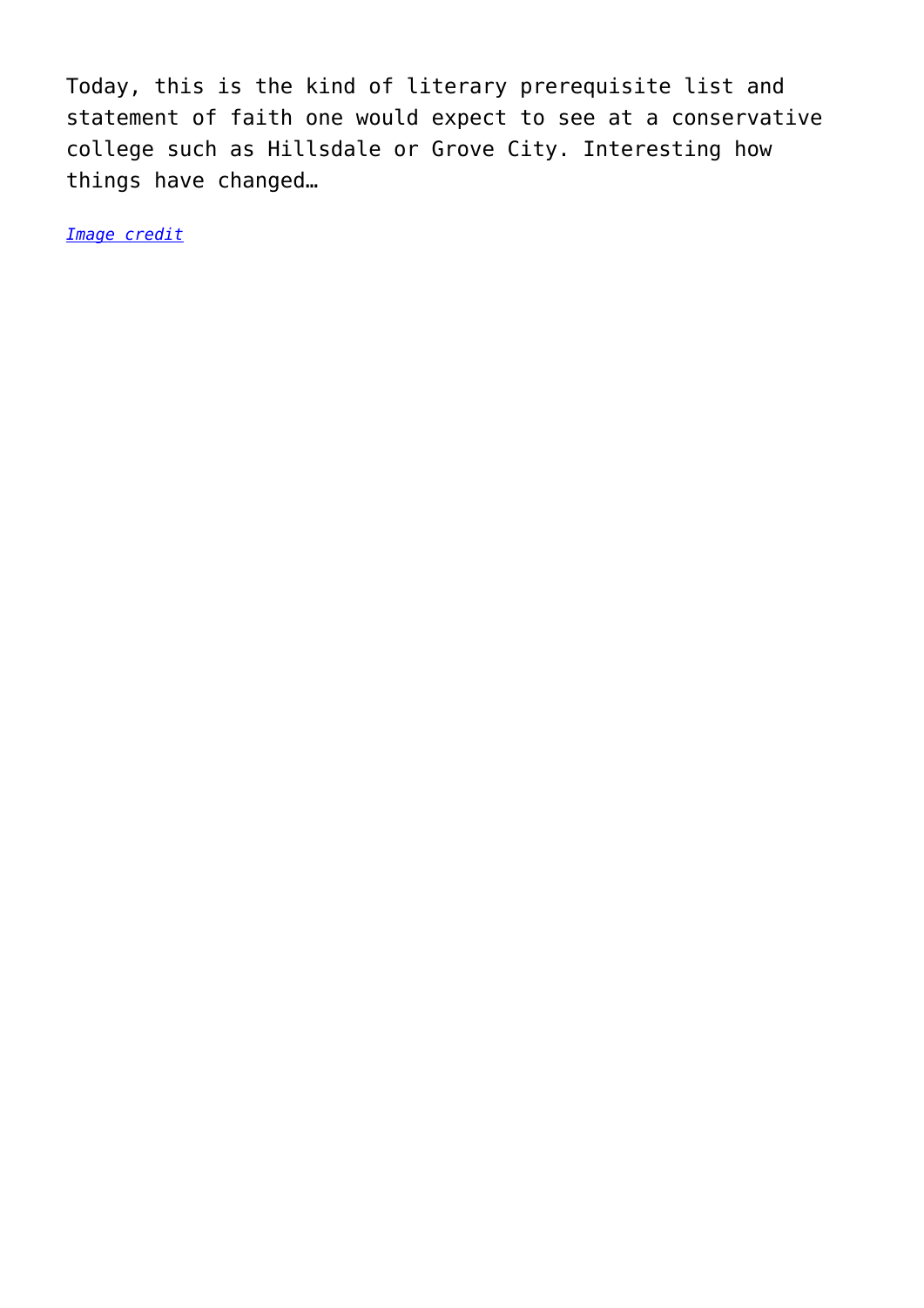Today, this is the kind of literary prerequisite list and statement of faith one would expect to see at a conservative college such as Hillsdale or Grove City. Interesting how things have changed…

*Image credit*